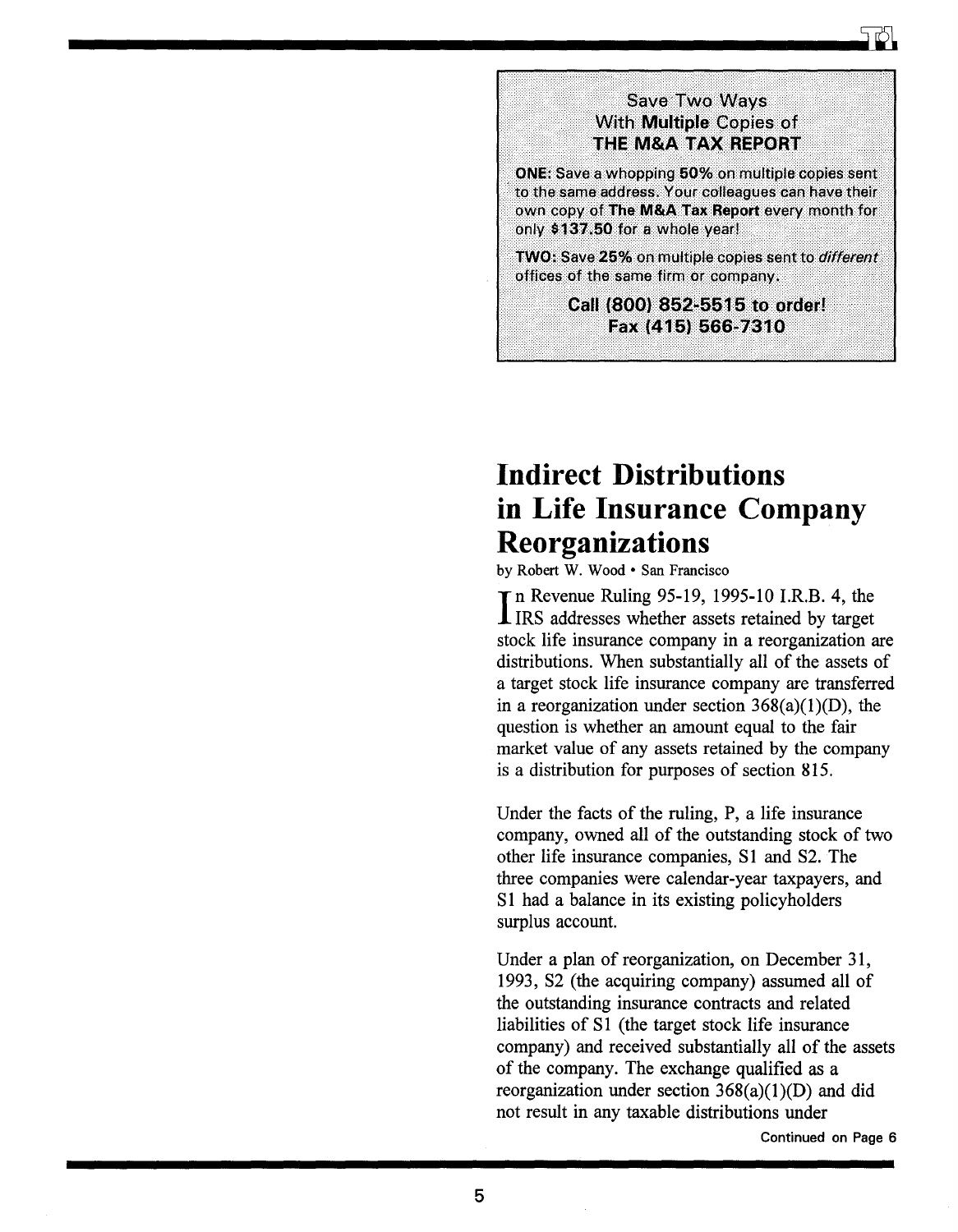Save Two Ways
With **Multiple** Copies of
**THE M&A TAX REPORT**

**ONE:** Save a whopping **50%** on multiple copies sent to the same address. Your colleagues can have their own copy of **The M&A Tax Report** every month for only **$137.50** for a whole year!

**TWO:** Save **25%** on multiple copies sent to *different* offices of the same firm or company.

**Call (800) 852-5515 to order!**
**Fax (415) 566-7310**

# Indirect Distributions in Life Insurance Company Reorganizations

by Robert W. Wood • San Francisco

In Revenue Ruling 95-19, 1995-10 I.R.B. 4, the IRS addresses whether assets retained by target stock life insurance company in a reorganization are distributions. When substantially all of the assets of a target stock life insurance company are transferred in a reorganization under section 368(a)(1)(D), the question is whether an amount equal to the fair market value of any assets retained by the company is a distribution for purposes of section 815.

Under the facts of the ruling, P, a life insurance company, owned all of the outstanding stock of two other life insurance companies, S1 and S2. The three companies were calendar-year taxpayers, and S1 had a balance in its existing policyholders surplus account.

Under a plan of reorganization, on December 31, 1993, S2 (the acquiring company) assumed all of the outstanding insurance contracts and related liabilities of S1 (the target stock life insurance company) and received substantially all of the assets of the company. The exchange qualified as a reorganization under section 368(a)(1)(D) and did not result in any taxable distributions under

Continued on Page 6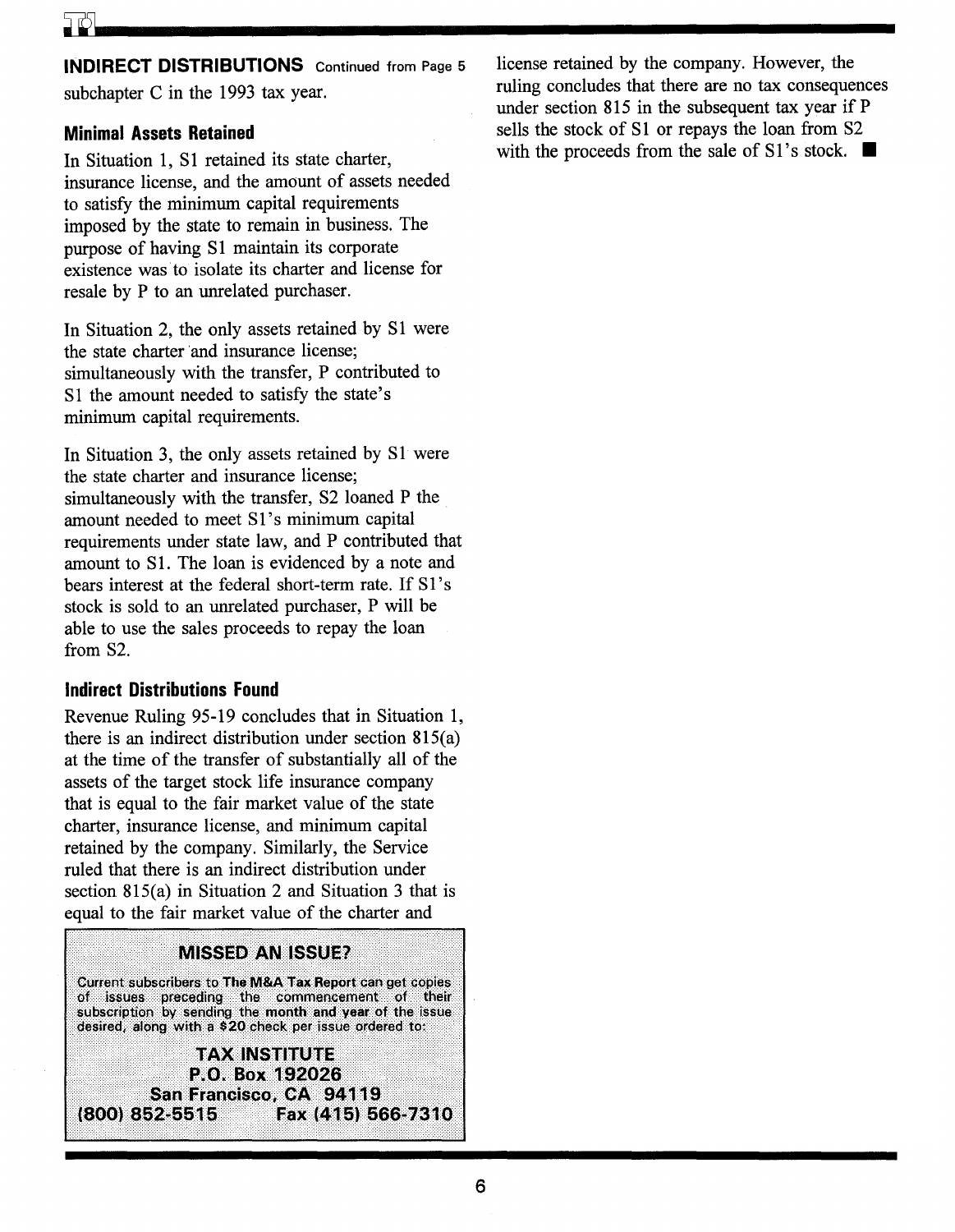**INDIRECT DISTRIBUTIONS** Continued from Page 5

subchapter C in the 1993 tax year.

### Minimal Assets Retained

In Situation 1, S1 retained its state charter, insurance license, and the amount of assets needed to satisfy the minimum capital requirements imposed by the state to remain in business. The purpose of having S1 maintain its corporate existence was to isolate its charter and license for resale by P to an unrelated purchaser.

In Situation 2, the only assets retained by S1 were the state charter and insurance license; simultaneously with the transfer, P contributed to S1 the amount needed to satisfy the state's minimum capital requirements.

In Situation 3, the only assets retained by S1 were the state charter and insurance license; simultaneously with the transfer, S2 loaned P the amount needed to meet S1's minimum capital requirements under state law, and P contributed that amount to S1. The loan is evidenced by a note and bears interest at the federal short-term rate. If S1's stock is sold to an unrelated purchaser, P will be able to use the sales proceeds to repay the loan from S2.

### Indirect Distributions Found

Revenue Ruling 95-19 concludes that in Situation 1, there is an indirect distribution under section 815(a) at the time of the transfer of substantially all of the assets of the target stock life insurance company that is equal to the fair market value of the state charter, insurance license, and minimum capital retained by the company. Similarly, the Service ruled that there is an indirect distribution under section 815(a) in Situation 2 and Situation 3 that is equal to the fair market value of the charter and license retained by the company. However, the ruling concludes that there are no tax consequences under section 815 in the subsequent tax year if P sells the stock of S1 or repays the loan from S2 with the proceeds from the sale of S1's stock. ■

**MISSED AN ISSUE?**

Current subscribers to **The M&A Tax Report** can get copies of issues preceding the commencement of their subscription by sending the month and year of the issue desired, along with a $20 check per issue ordered to:

**TAX INSTITUTE**
**P.O. Box 192026**
**San Francisco, CA 94119**
**(800) 852-5515 Fax (415) 566-7310**